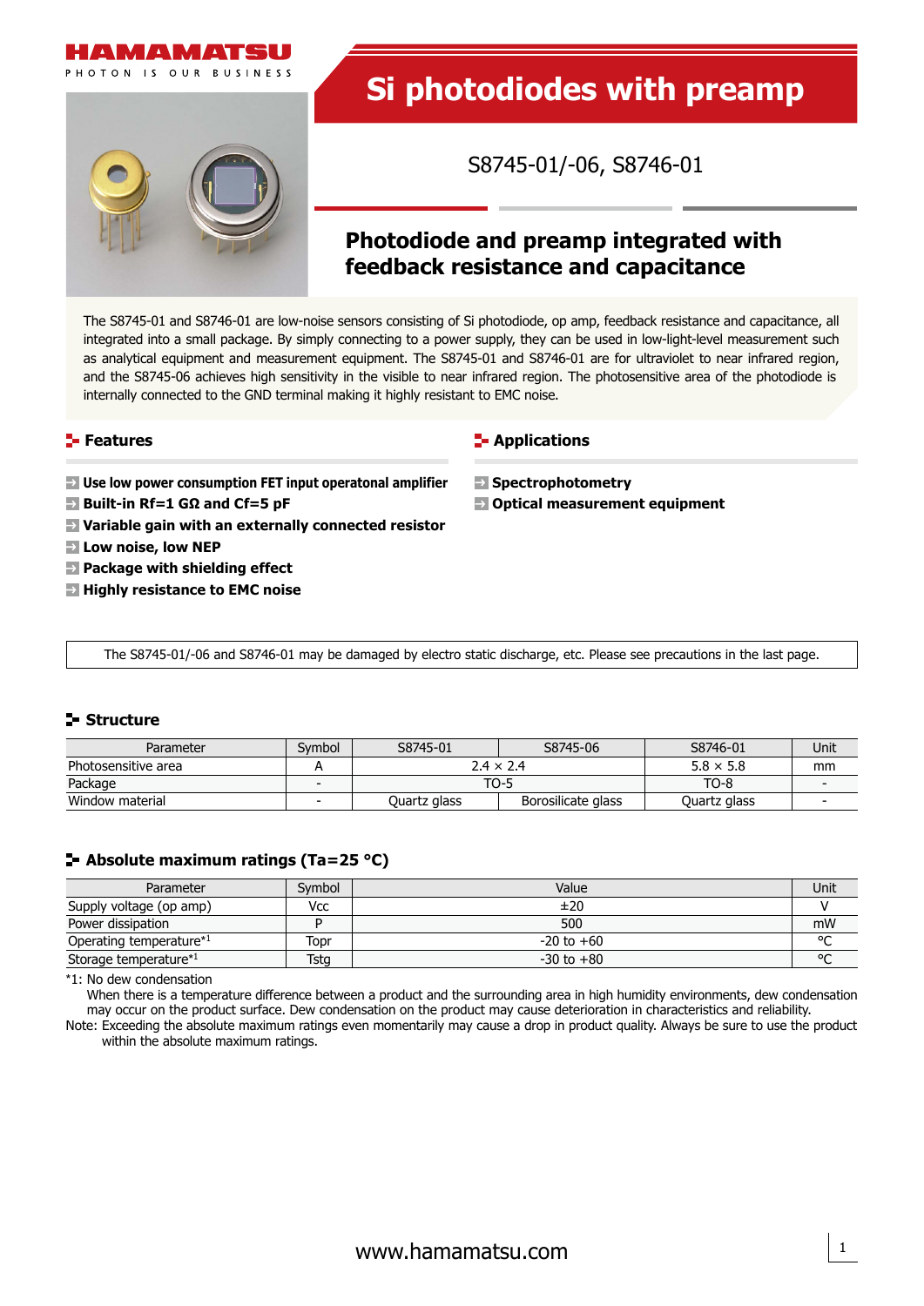HAMAMATSU

PHOTON IS OUR BUSINESS

# Si photodiodes with preamp

S8745-01/-06, S8746-01

## Photodiode and preamp integrated with feedback resistance and capacitance

The S8745-01 and S8746-01 are low-noise sensors consisting of Si photodiode, op amp, feedback resistance and capacitance, all integrated into a small package. By simply connecting to a power supply, they can be used in low-light-level measurement such as analytical equipment and measurement equipment. The S8745-01 and S8746-01 are for ultraviolet to near infrared region, and the S8745-06 achieves high sensitivity in the visible to near infrared region. The photosensitive area of the photodiode is internally connected to the GND terminal making it highly resistant to EMC noise.

## Features

- **Use low power consumption FET input operatonal amplifier**
- **Built-in Rf=1 GΩ and Cf=5 pF**
- **Variable gain with an externally connected resistor**
- **Low noise, low NEP**
- **Package with shielding effect**
- **Highly resistance to EMC noise**

## Applications

- **Spectrophotometry**
- **Optical measurement equipment**

The S8745-01/-06 and S8746-01 may be damaged by electro static discharge, etc. Please see precautions in the last page.

## Structure

| Parameter | Symbol | S8745-01 | S8745-06 | S8746-01 | Unit |
|---|---|---|---|---|---|
| Photosensitive area | A | 2.4 × 2.4 | | 5.8 × 5.8 | mm |
| Package | - | TO-5 | | TO-8 | - |
| Window material | - | Quartz glass | Borosilicate glass | Quartz glass | - |

## Absolute maximum ratings (Ta=25 °C)

| Parameter | Symbol | Value | Unit |
|---|---|---|---|
| Supply voltage (op amp) | Vcc | ±20 | V |
| Power dissipation | P | 500 | mW |
| Operating temperature*1 | Topr | -20 to +60 | °C |
| Storage temperature*1 | Tstg | -30 to +80 | °C |

*1: No dew condensation
When there is a temperature difference between a product and the surrounding area in high humidity environments, dew condensation may occur on the product surface. Dew condensation on the product may cause deterioration in characteristics and reliability.

Note: Exceeding the absolute maximum ratings even momentarily may cause a drop in product quality. Always be sure to use the product within the absolute maximum ratings.

www.hamamatsu.com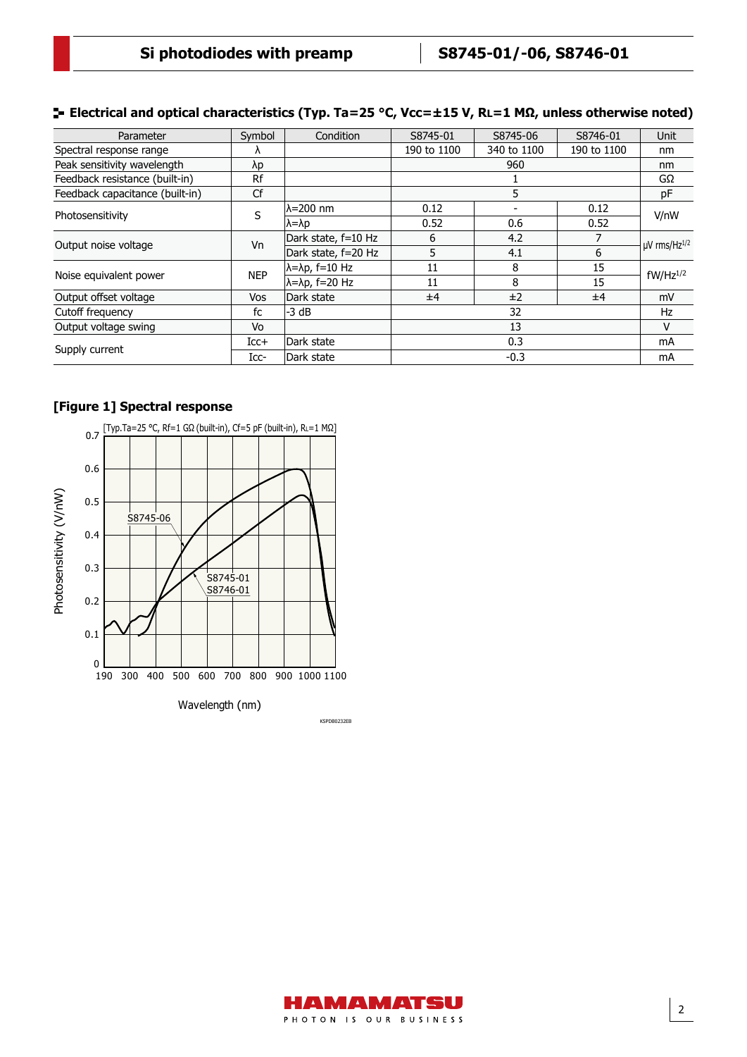## Electrical and optical characteristics (Typ. Ta=25 °C, Vcc=±15 V, $R_L$=1 MΩ, unless otherwise noted)

| Parameter | Symbol | Condition | S8745-01 | S8745-06 | S8746-01 | Unit |
|---|---|---|---|---|---|---|
| Spectral response range | λ | | 190 to 1100 | 340 to 1100 | 190 to 1100 | nm |
| Peak sensitivity wavelength | λp | | 960 | | | nm |
| Feedback resistance (built-in) | Rf | | 1 | | | GΩ |
| Feedback capacitance (built-in) | Cf | | 5 | | | pF |
| Photosensitivity | S | λ=200 nm | 0.12 | - | 0.12 | V/nW |
| | | λ=λp | 0.52 | 0.6 | 0.52 | |
| Output noise voltage | Vn | Dark state, f=10 Hz | 6 | 4.2 | 7 | μV rms/$Hz^{1/2}$ |
| | | Dark state, f=20 Hz | 5 | 4.1 | 6 | |
| Noise equivalent power | NEP | λ=λp, f=10 Hz | 11 | 8 | 15 | fW/$Hz^{1/2}$ |
| | | λ=λp, f=20 Hz | 11 | 8 | 15 | |
| Output offset voltage | Vos | Dark state | ±4 | ±2 | ±4 | mV |
| Cutoff frequency | fc | -3 dB | 32 | | | Hz |
| Output voltage swing | Vo | | 13 | | | V |
| Supply current | Icc+ | Dark state | 0.3 | | | mA |
| | Icc- | Dark state | -0.3 | | | mA |

**[Figure 1] Spectral response**

[Typ.Ta=25 °C, Rf=1 GΩ (built-in), Cf=5 pF (built-in), $R_L$=1 MΩ]

KSPDB0232EB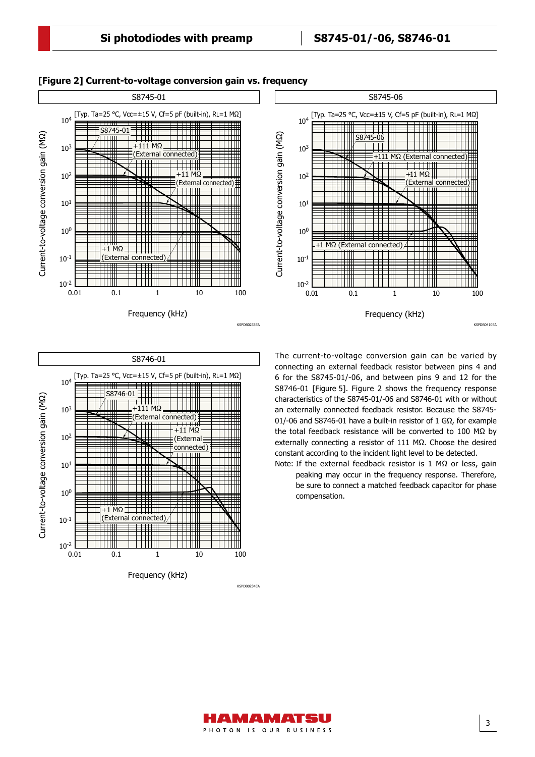**[Figure 2] Current-to-voltage conversion gain vs. frequency**

S8745-01

[Typ. Ta=25 °C, Vcc=±15 V, Cf=5 pF (built-in), RL=1 MΩ]

S8745-06

[Typ. Ta=25 °C, Vcc=±15 V, Cf=5 pF (built-in), RL=1 MΩ]

S8746-01

[Typ. Ta=25 °C, Vcc=±15 V, Cf=5 pF (built-in), RL=1 MΩ]

The current-to-voltage conversion gain can be varied by connecting an external feedback resistor between pins 4 and 6 for the S8745-01/-06, and between pins 9 and 12 for the S8746-01 [Figure 5]. Figure 2 shows the frequency response characteristics of the S8745-01/-06 and S8746-01 with or without an externally connected feedback resistor. Because the S8745-01/-06 and S8746-01 have a built-in resistor of 1 GΩ, for example the total feedback resistance will be converted to 100 MΩ by externally connecting a resistor of 111 MΩ. Choose the desired constant according to the incident light level to be detected.

Note: If the external feedback resistor is 1 MΩ or less, gain peaking may occur in the frequency response. Therefore, be sure to connect a matched feedback capacitor for phase compensation.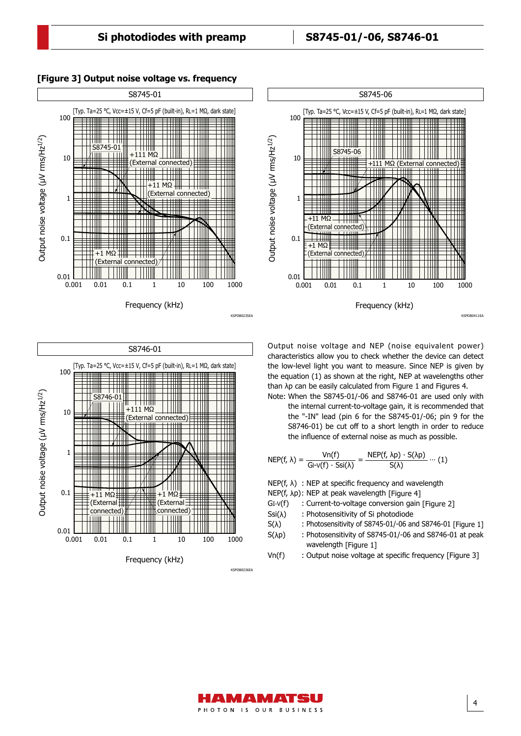**[Figure 3] Output noise voltage vs. frequency**

S8745-01

[Typ. Ta=25 °C, Vcc=±15 V, Cf=5 pF (built-in), RL=1 MΩ, dark state]

S8745-06

[Typ. Ta=25 °C, Vcc=±15 V, Cf=5 pF (built-in), RL=1 MΩ, dark state]

S8746-01

[Typ. Ta=25 °C, Vcc=±15 V, Cf=5 pF (built-in), RL=1 MΩ, dark state]

Output noise voltage and NEP (noise equivalent power) characteristics allow you to check whether the device can detect the low-level light you want to measure. Since NEP is given by the equation (1) as shown at the right, NEP at wavelengths other than λp can be easily calculated from Figure 1 and Figures 4.

Note: When the S8745-01/-06 and S8746-01 are used only with the internal current-to-voltage gain, it is recommended that the "-IN" lead (pin 6 for the S8745-01/-06; pin 9 for the S8746-01) be cut off to a short length in order to reduce the influence of external noise as much as possible.

$$NEP(f, \lambda) = \frac{Vn(f)}{G_{I\text{-}V}(f) \cdot Ssi(\lambda)} = \frac{NEP(f, \lambda p) \cdot S(\lambda p)}{S(\lambda)} \quad \cdots (1)$$

- NEP(f, λ) : NEP at specific frequency and wavelength
- NEP(f, λp): NEP at peak wavelength [Figure 4]
- $G_{I\text{-}V}(f)$ : Current-to-voltage conversion gain [Figure 2]
- Ssi(λ) : Photosensitivity of Si photodiode
- S(λ) : Photosensitivity of S8745-01/-06 and S8746-01 [Figure 1]
- S(λp) : Photosensitivity of S8745-01/-06 and S8746-01 at peak wavelength [Figure 1]
- Vn(f) : Output noise voltage at specific frequency [Figure 3]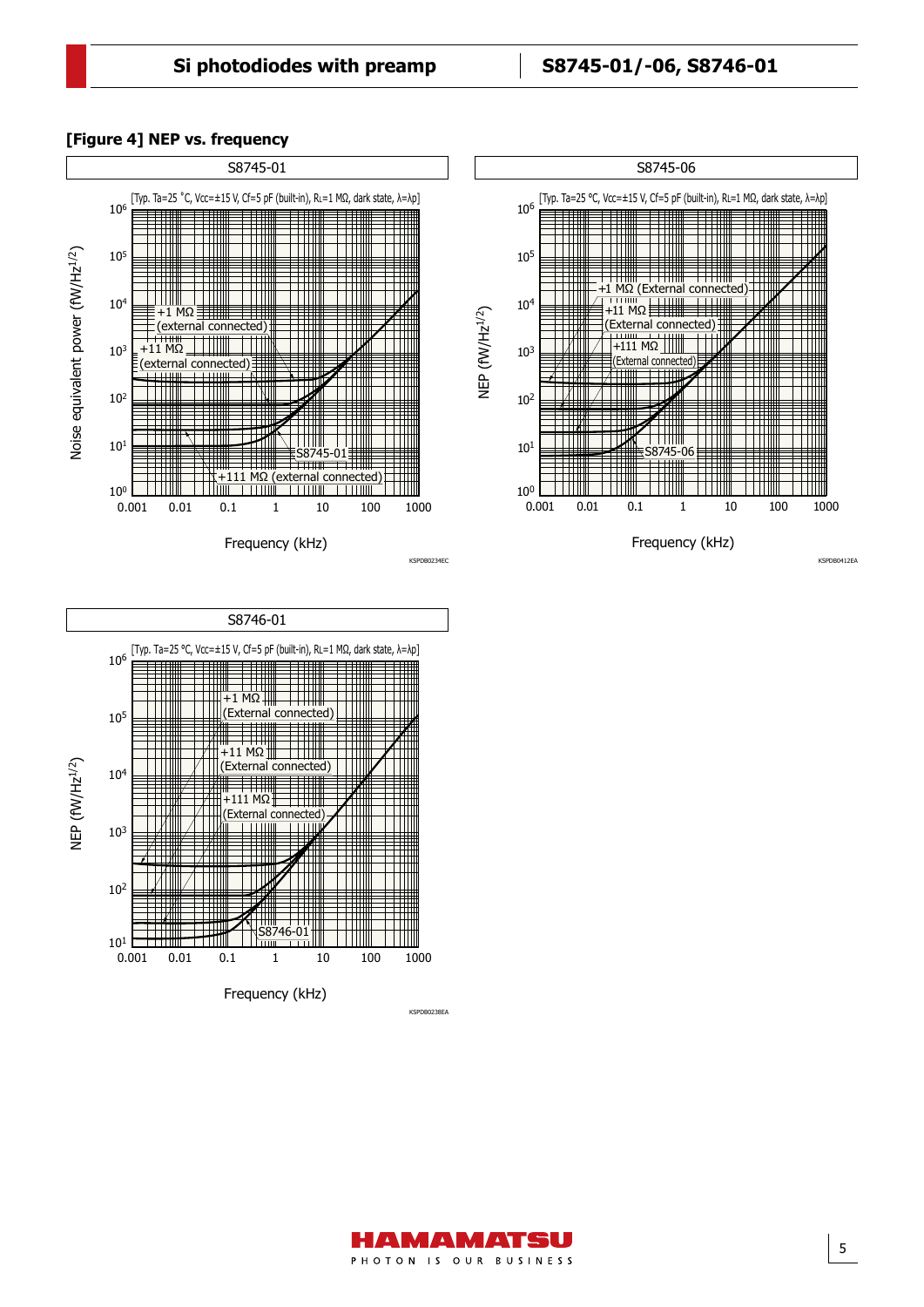### [Figure 4] NEP vs. frequency

S8745-01

[Typ. Ta=25 °C, Vcc=±15 V, Cf=5 pF (built-in), RL=1 MΩ, dark state, λ=λp]

Noise equivalent power (fW/Hz$^{1/2}$)

Frequency (kHz)

+1 MΩ (external connected)
+11 MΩ (external connected)
+111 MΩ (external connected)
S8745-01

KSPDB0234EC

S8745-06

[Typ. Ta=25 °C, Vcc=±15 V, Cf=5 pF (built-in), RL=1 MΩ, dark state, λ=λp]

NEP (fW/Hz$^{1/2}$)

Frequency (kHz)

+1 MΩ (External connected)
+11 MΩ (External connected)
+111 MΩ (External connected)
S8745-06

KSPDB0412EA

S8746-01

[Typ. Ta=25 °C, Vcc=±15 V, Cf=5 pF (built-in), RL=1 MΩ, dark state, λ=λp]

NEP (fW/Hz$^{1/2}$)

Frequency (kHz)

+1 MΩ (External connected)
+11 MΩ (External connected)
+111 MΩ (External connected)
S8746-01

KSPDB0238EA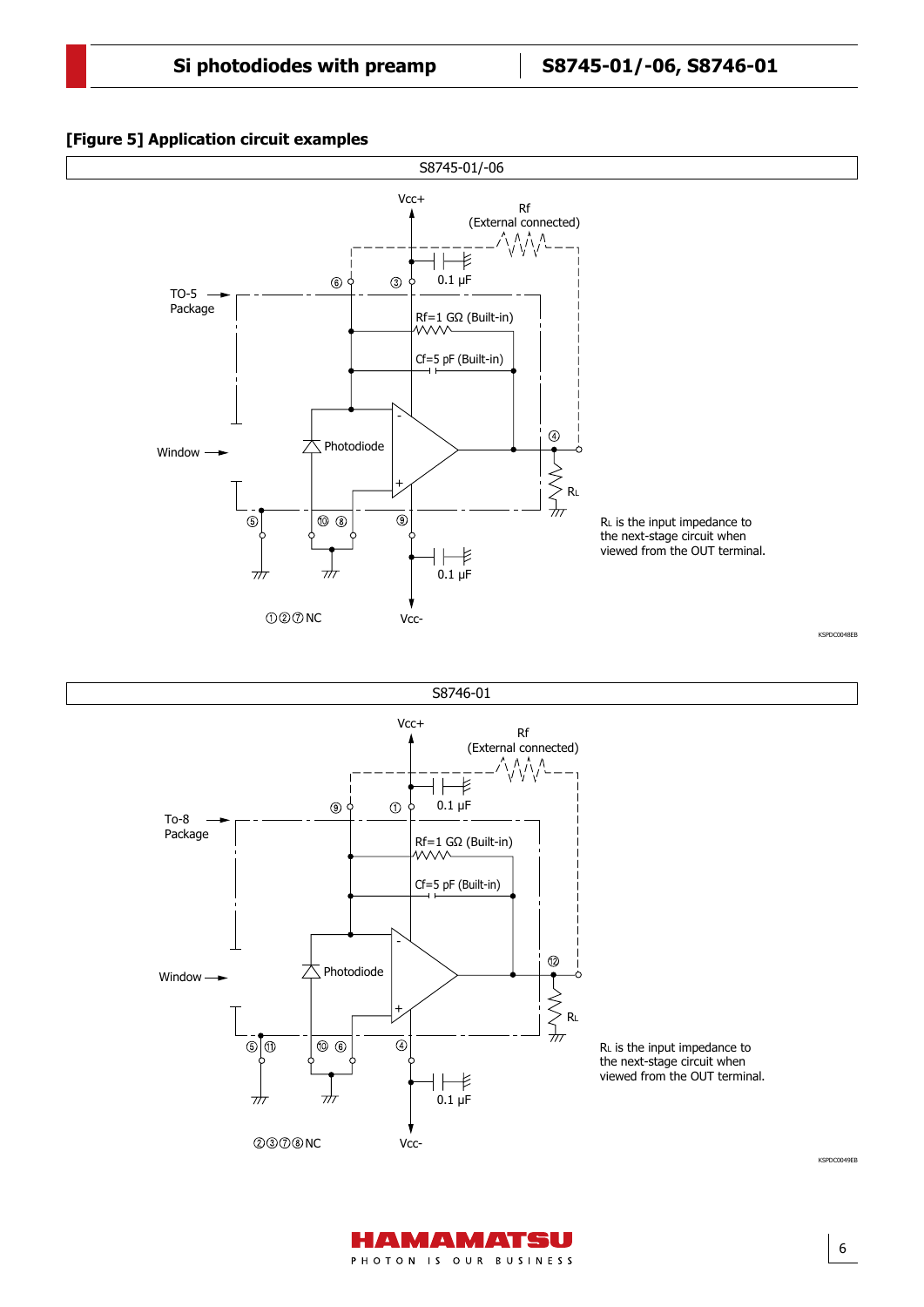## [Figure 5] Application circuit examples

S8745-01/-06

Vcc+

Rf (External connected)

0.1 µF

TO-5 Package

⑥ ③

Rf=1 GΩ (Built-in)

Cf=5 pF (Built-in)

Window

Photodiode

④

RL

⑤ ⑩ ⑧ ⑨

0.1 µF

①②⑦NC

Vcc-

RL is the input impedance to the next-stage circuit when viewed from the OUT terminal.

KSPDC0048EB

S8746-01

Vcc+

Rf (External connected)

0.1 µF

To-8 Package

⑨ ①

Rf=1 GΩ (Built-in)

Cf=5 pF (Built-in)

Window

Photodiode

⑫

RL

⑤ ⑪ ⑩ ⑥ ④

0.1 µF

②③⑦⑧NC

Vcc-

RL is the input impedance to the next-stage circuit when viewed from the OUT terminal.

KSPDC0049EB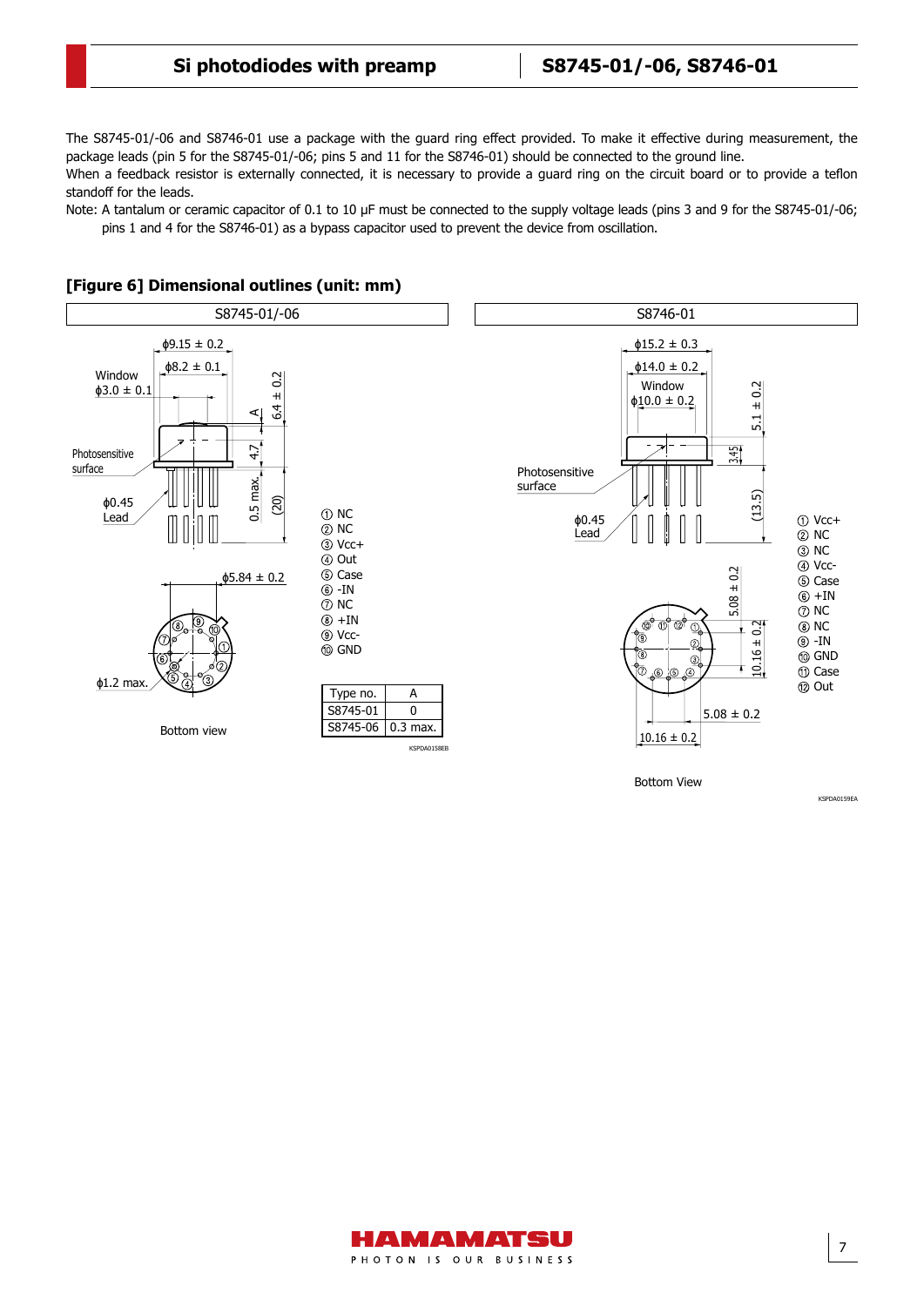The S8745-01/-06 and S8746-01 use a package with the guard ring effect provided. To make it effective during measurement, the package leads (pin 5 for the S8745-01/-06; pins 5 and 11 for the S8746-01) should be connected to the ground line.

When a feedback resistor is externally connected, it is necessary to provide a guard ring on the circuit board or to provide a teflon standoff for the leads.

Note: A tantalum or ceramic capacitor of 0.1 to 10 µF must be connected to the supply voltage leads (pins 3 and 9 for the S8745-01/-06; pins 1 and 4 for the S8746-01) as a bypass capacitor used to prevent the device from oscillation.

## [Figure 6] Dimensional outlines (unit: mm)

### S8745-01/-06

① NC
② NC
③ Vcc+
④ Out
⑤ Case
⑥ -IN
⑦ NC
⑧ +IN
⑨ Vcc-
⑩ GND

| Type no. | A |
|---|---|
| S8745-01 | 0 |
| S8745-06 | 0.3 max. |

Bottom view

KSPDA0158EB

### S8746-01

① Vcc+
② NC
③ NC
④ Vcc-
⑤ Case
⑥ +IN
⑦ NC
⑧ NC
⑨ -IN
⑩ GND
⑪ Case
⑫ Out

Bottom View

KSPDA0159EA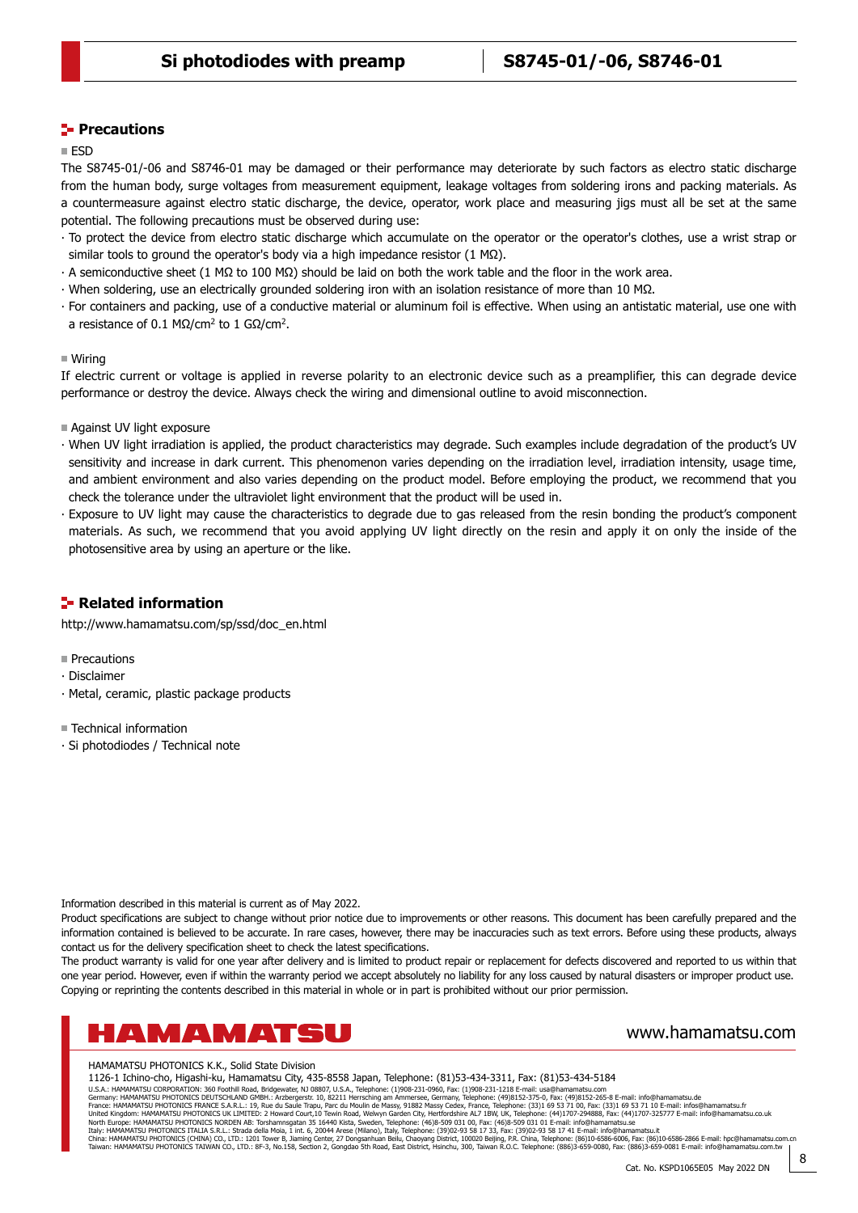## Precautions

■ ESD

The S8745-01/-06 and S8746-01 may be damaged or their performance may deteriorate by such factors as electro static discharge from the human body, surge voltages from measurement equipment, leakage voltages from soldering irons and packing materials. As a countermeasure against electro static discharge, the device, operator, work place and measuring jigs must all be set at the same potential. The following precautions must be observed during use:

· To protect the device from electro static discharge which accumulate on the operator or the operator's clothes, use a wrist strap or similar tools to ground the operator's body via a high impedance resistor (1 MΩ).
· A semiconductive sheet (1 MΩ to 100 MΩ) should be laid on both the work table and the floor in the work area.
· When soldering, use an electrically grounded soldering iron with an isolation resistance of more than 10 MΩ.
· For containers and packing, use of a conductive material or aluminum foil is effective. When using an antistatic material, use one with a resistance of 0.1 MΩ/$cm^2$ to 1 GΩ/$cm^2$.

■ Wiring

If electric current or voltage is applied in reverse polarity to an electronic device such as a preamplifier, this can degrade device performance or destroy the device. Always check the wiring and dimensional outline to avoid misconnection.

■ Against UV light exposure

· When UV light irradiation is applied, the product characteristics may degrade. Such examples include degradation of the product's UV sensitivity and increase in dark current. This phenomenon varies depending on the irradiation level, irradiation intensity, usage time, and ambient environment and also varies depending on the product model. Before employing the product, we recommend that you check the tolerance under the ultraviolet light environment that the product will be used in.
· Exposure to UV light may cause the characteristics to degrade due to gas released from the resin bonding the product's component materials. As such, we recommend that you avoid applying UV light directly on the resin and apply it on only the inside of the photosensitive area by using an aperture or the like.

## Related information

http://www.hamamatsu.com/sp/ssd/doc_en.html

■ Precautions

· Disclaimer
· Metal, ceramic, plastic package products

■ Technical information

· Si photodiodes / Technical note

Information described in this material is current as of May 2022.

Product specifications are subject to change without prior notice due to improvements or other reasons. This document has been carefully prepared and the information contained is believed to be accurate. In rare cases, however, there may be inaccuracies such as text errors. Before using these products, always contact us for the delivery specification sheet to check the latest specifications.

The product warranty is valid for one year after delivery and is limited to product repair or replacement for defects discovered and reported to us within that one year period. However, even if within the warranty period we accept absolutely no liability for any loss caused by natural disasters or improper product use.

Copying or reprinting the contents described in this material in whole or in part is prohibited without our prior permission.

HAMAMATSU

www.hamamatsu.com

HAMAMATSU PHOTONICS K.K., Solid State Division
1126-1 Ichino-cho, Higashi-ku, Hamamatsu City, 435-8558 Japan, Telephone: (81)53-434-3311, Fax: (81)53-434-5184

U.S.A.: HAMAMATSU CORPORATION: 360 Foothill Road, Bridgewater, NJ 08807, U.S.A., Telephone: (1)908-231-0960, Fax: (1)908-231-1218 E-mail: usa@hamamatsu.com
Germany: HAMAMATSU PHOTONICS DEUTSCHLAND GMBH.: Arzbergerstr. 10, 82211 Herrsching am Ammersee, Germany, Telephone: (49)8152-375-0, Fax: (49)8152-265-8 E-mail: info@hamamatsu.de
France: HAMAMATSU PHOTONICS FRANCE S.A.R.L.: 19, Rue du Saule Trapu, Parc du Moulin de Massy, 91882 Massy Cedex, France, Telephone: (33)1 69 53 71 00, Fax: (33)1 69 53 71 10 E-mail: infos@hamamatsu.fr
United Kingdom: HAMAMATSU PHOTONICS UK LIMITED: 2 Howard Court,10 Tewin Road, Welwyn Garden City, Hertfordshire AL7 1BW, UK, Telephone: (44)1707-294888, Fax: (44)1707-325777 E-mail: info@hamamatsu.co.uk
North Europe: HAMAMATSU PHOTONICS NORDEN AB: Torshamnsgatan 35 16440 Kista, Sweden, Telephone: (46)8-509 031 00, Fax: (46)8-509 031 01 E-mail: info@hamamatsu.se
Italy: HAMAMATSU PHOTONICS ITALIA S.R.L.: Strada della Moia, 1 int. 6, 20044 Arese (Milano), Italy, Telephone: (39)02-93 58 17 33, Fax: (39)02-93 58 17 41 E-mail: info@hamamatsu.it
China: HAMAMATSU PHOTONICS (CHINA) CO., LTD.: 1201 Tower B, Jiaming Center, 27 Dongsanhuan Beilu, Chaoyang District, 100020 Beijing, P.R. China, Telephone: (86)10-6586-6006, Fax: (86)10-6586-2866 E-mail: hpc@hamamatsu.com.cn
Taiwan: HAMAMATSU PHOTONICS TAIWAN CO., LTD.: 8F-3, No.158, Section 2, Gongdao 5th Road, East District, Hsinchu, 300, Taiwan R.O.C. Telephone: (886)3-659-0080, Fax: (886)3-659-0081 E-mail: info@hamamatsu.com.tw

Cat. No. KSPD1065E05 May 2022 DN